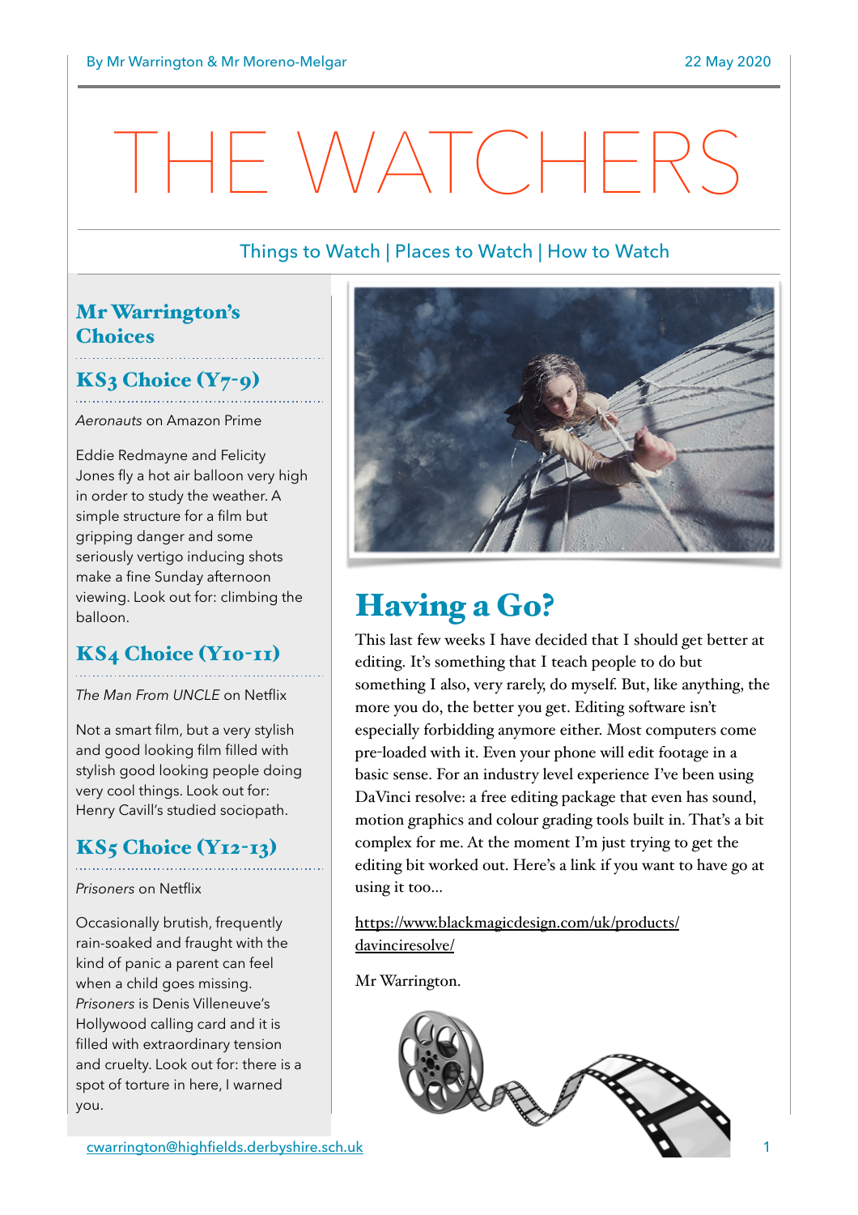By Mr Warrington & Mr Moreno-Melgar

22 May 2020

# THE WATCHERS

Things to Watch | Places to Watch | How to Watch

## Mr Warrington's Choices

### KS3 Choice (Y7-9)

*Aeronauts* on Amazon Prime

Eddie Redmayne and Felicity Jones fly a hot air balloon very high in order to study the weather. A simple structure for a film but gripping danger and some seriously vertigo inducing shots make a fine Sunday afternoon viewing. Look out for: climbing the balloon.

### KS4 Choice (Y10-11)

*The Man From UNCLE* on Netflix

Not a smart film, but a very stylish and good looking film filled with stylish good looking people doing very cool things. Look out for: Henry Cavill's studied sociopath.

### KS5 Choice (Y12-13)

*Prisoners* on Netflix

Occasionally brutish, frequently rain-soaked and fraught with the kind of panic a parent can feel when a child goes missing. *Prisoners* is Denis Villeneuve's Hollywood calling card and it is filled with extraordinary tension and cruelty. Look out for: there is a spot of torture in here, I warned you.

## Having a Go?

This last few weeks I have decided that I should get better at editing. It's something that I teach people to do but something I also, very rarely, do myself. But, like anything, the more you do, the better you get. Editing software isn't especially forbidding anymore either. Most computers come pre-loaded with it. Even your phone will edit footage in a basic sense. For an industry level experience I've been using DaVinci resolve: a free editing package that even has sound, motion graphics and colour grading tools built in. That's a bit complex for me. At the moment I'm just trying to get the editing bit worked out. Here's a link if you want to have go at using it too...

https://www.blackmagicdesign.com/uk/products/davinciresolve/

Mr Warrington.

cwarrington@highfields.derbyshire.sch.uk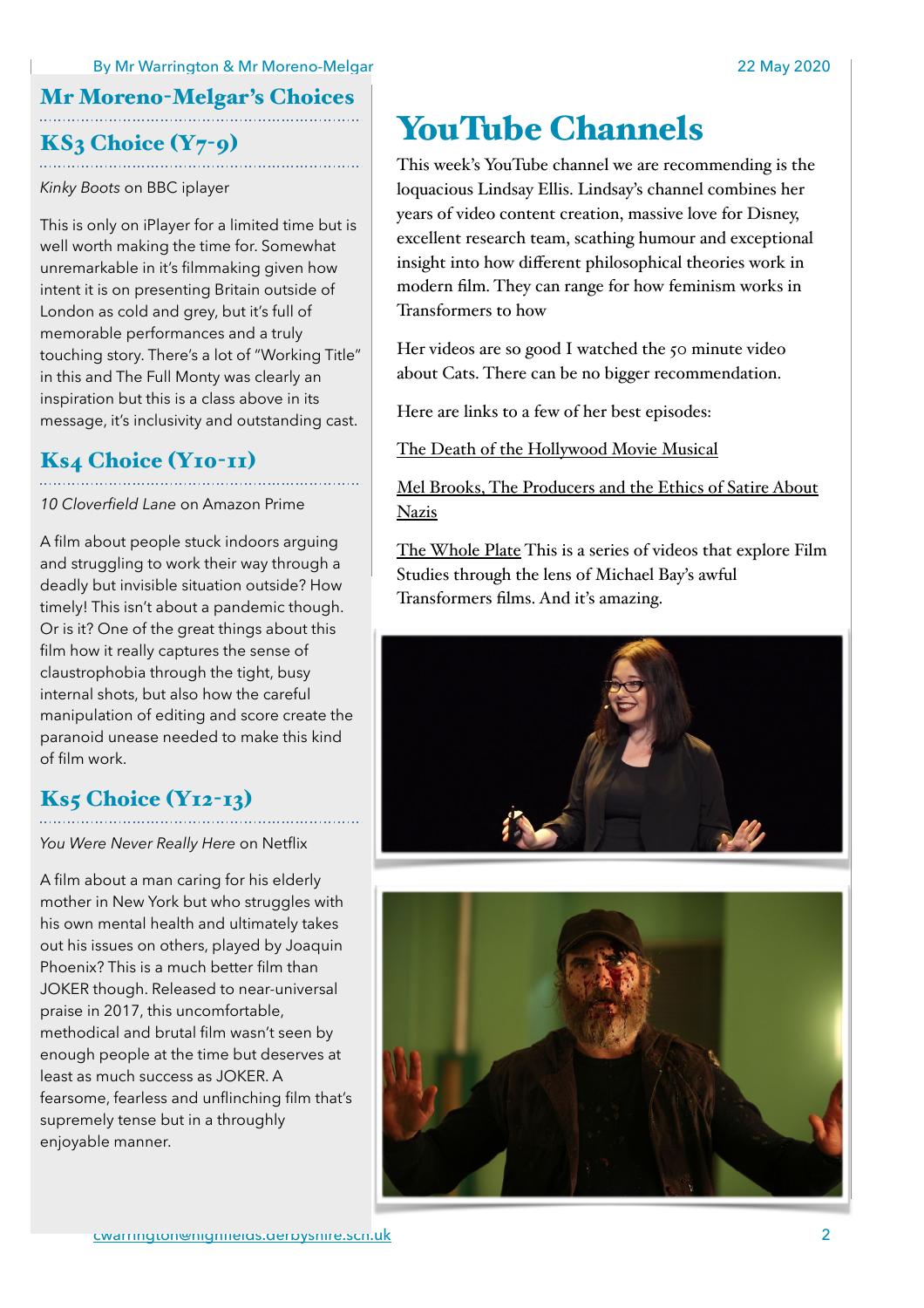## Mr Moreno-Melgar's Choices

### KS3 Choice (Y7-9)

*Kinky Boots* on BBC iplayer

This is only on iPlayer for a limited time but is well worth making the time for. Somewhat unremarkable in it's filmmaking given how intent it is on presenting Britain outside of London as cold and grey, but it's full of memorable performances and a truly touching story. There's a lot of "Working Title" in this and The Full Monty was clearly an inspiration but this is a class above in its message, it's inclusivity and outstanding cast.

### Ks4 Choice (Y10-11)

*10 Cloverfield Lane* on Amazon Prime

A film about people stuck indoors arguing and struggling to work their way through a deadly but invisible situation outside? How timely! This isn't about a pandemic though. Or is it? One of the great things about this film how it really captures the sense of claustrophobia through the tight, busy internal shots, but also how the careful manipulation of editing and score create the paranoid unease needed to make this kind of film work.

### Ks5 Choice (Y12-13)

*You Were Never Really Here* on Netflix

A film about a man caring for his elderly mother in New York but who struggles with his own mental health and ultimately takes out his issues on others, played by Joaquin Phoenix? This is a much better film than JOKER though. Released to near-universal praise in 2017, this uncomfortable, methodical and brutal film wasn't seen by enough people at the time but deserves at least as much success as JOKER. A fearsome, fearless and unflinching film that's supremely tense but in a throughly enjoyable manner.

# YouTube Channels

This week's YouTube channel we are recommending is the loquacious Lindsay Ellis. Lindsay's channel combines her years of video content creation, massive love for Disney, excellent research team, scathing humour and exceptional insight into how different philosophical theories work in modern film. They can range for how feminism works in Transformers to how

Her videos are so good I watched the 50 minute video about Cats. There can be no bigger recommendation.

Here are links to a few of her best episodes:

The Death of the Hollywood Movie Musical

Mel Brooks, The Producers and the Ethics of Satire About Nazis

The Whole Plate This is a series of videos that explore Film Studies through the lens of Michael Bay's awful Transformers films. And it's amazing.